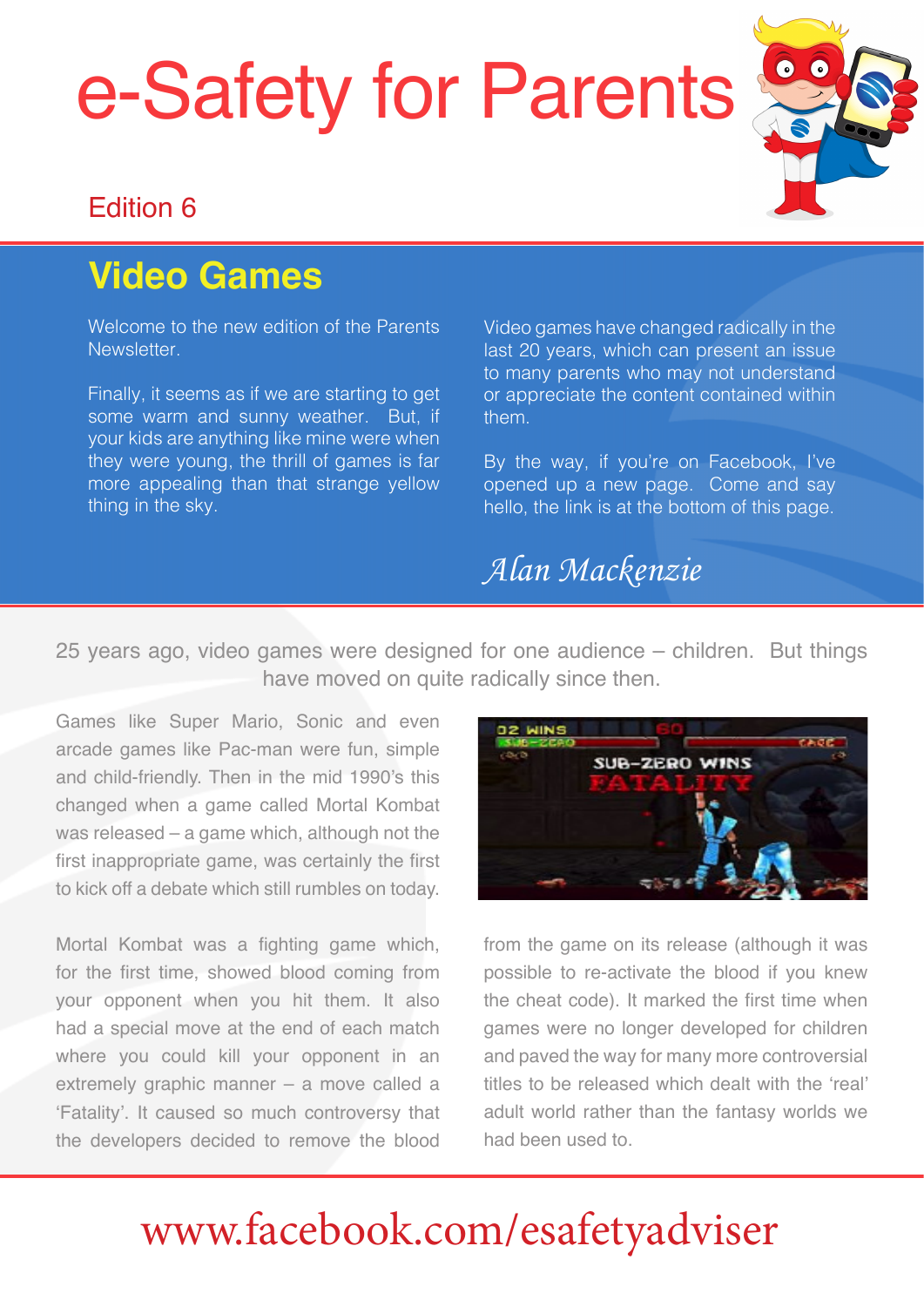# e-Safety for Parents

Edition 6

## Video Games

Welcome to the new edition of the Parents Newsletter.

Finally, it seems as if we are starting to get some warm and sunny weather. But, if your kids are anything like mine were when they were young, the thrill of games is far more appealing than that strange yellow thing in the sky.

Video games have changed radically in the last 20 years, which can present an issue to many parents who may not understand or appreciate the content contained within them.

By the way, if you're on Facebook, I've opened up a new page. Come and say hello, the link is at the bottom of this page.

*Alan Mackenzie*

25 years ago, video games were designed for one audience – children. But things have moved on quite radically since then.

Games like Super Mario, Sonic and even arcade games like Pac-man were fun, simple and child-friendly. Then in the mid 1990's this changed when a game called Mortal Kombat was released – a game which, although not the first inappropriate game, was certainly the first to kick off a debate which still rumbles on today.

Mortal Kombat was a fighting game which, for the first time, showed blood coming from your opponent when you hit them. It also had a special move at the end of each match where you could kill your opponent in an extremely graphic manner – a move called a 'Fatality'. It caused so much controversy that the developers decided to remove the blood from the game on its release (although it was possible to re-activate the blood if you knew the cheat code). It marked the first time when games were no longer developed for children and paved the way for many more controversial titles to be released which dealt with the 'real' adult world rather than the fantasy worlds we had been used to.

www.facebook.com/esafetyadviser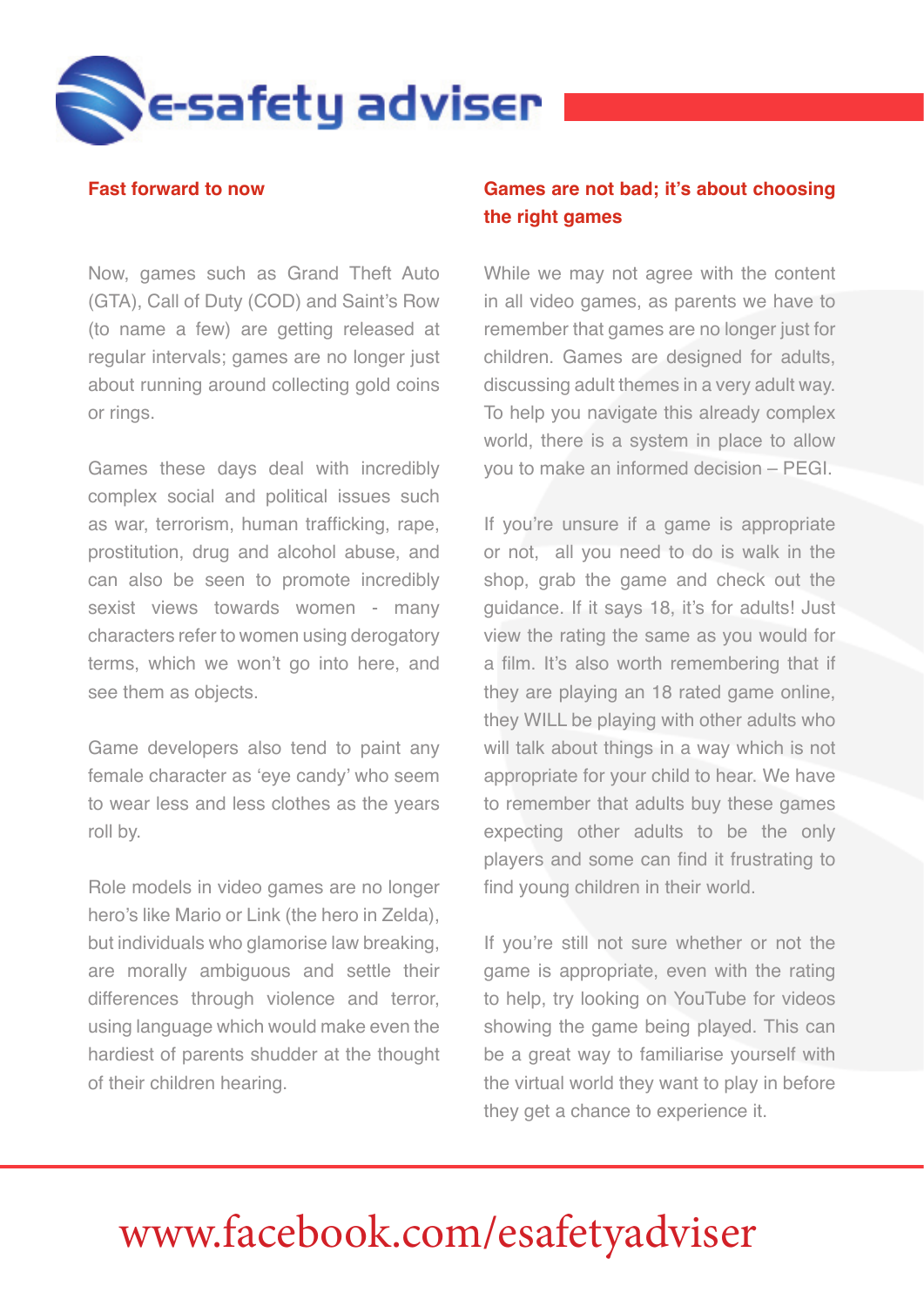## Fast forward to now

Now, games such as Grand Theft Auto (GTA), Call of Duty (COD) and Saint's Row (to name a few) are getting released at regular intervals; games are no longer just about running around collecting gold coins or rings.

Games these days deal with incredibly complex social and political issues such as war, terrorism, human trafficking, rape, prostitution, drug and alcohol abuse, and can also be seen to promote incredibly sexist views towards women - many characters refer to women using derogatory terms, which we won't go into here, and see them as objects.

Game developers also tend to paint any female character as 'eye candy' who seem to wear less and less clothes as the years roll by.

Role models in video games are no longer hero's like Mario or Link (the hero in Zelda), but individuals who glamorise law breaking, are morally ambiguous and settle their differences through violence and terror, using language which would make even the hardiest of parents shudder at the thought of their children hearing.

## Games are not bad; it's about choosing the right games

While we may not agree with the content in all video games, as parents we have to remember that games are no longer just for children. Games are designed for adults, discussing adult themes in a very adult way. To help you navigate this already complex world, there is a system in place to allow you to make an informed decision – PEGI.

If you're unsure if a game is appropriate or not, all you need to do is walk in the shop, grab the game and check out the guidance. If it says 18, it's for adults! Just view the rating the same as you would for a film. It's also worth remembering that if they are playing an 18 rated game online, they WILL be playing with other adults who will talk about things in a way which is not appropriate for your child to hear. We have to remember that adults buy these games expecting other adults to be the only players and some can find it frustrating to find young children in their world.

If you're still not sure whether or not the game is appropriate, even with the rating to help, try looking on YouTube for videos showing the game being played. This can be a great way to familiarise yourself with the virtual world they want to play in before they get a chance to experience it.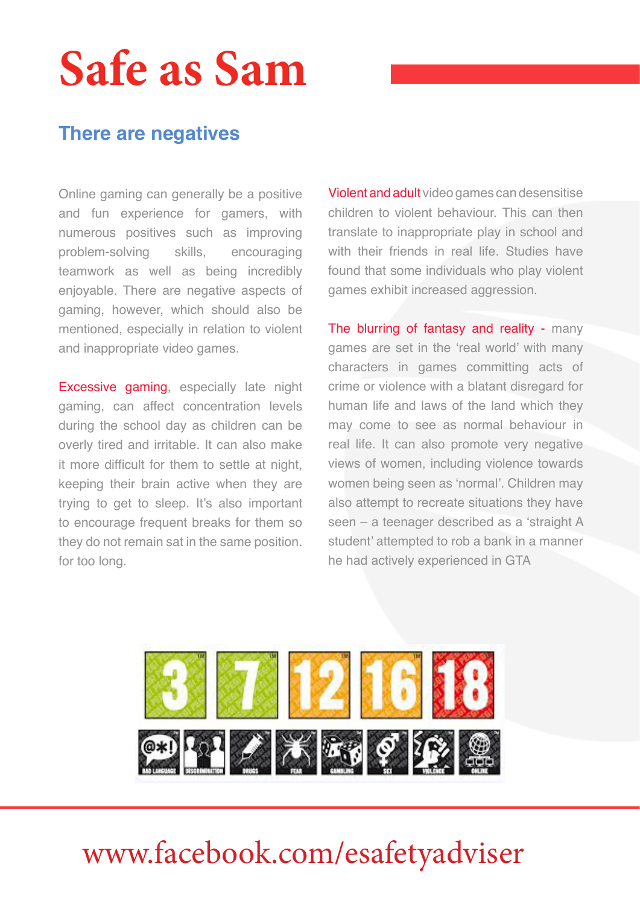# Safe as Sam

## There are negatives

Online gaming can generally be a positive and fun experience for gamers, with numerous positives such as improving problem-solving skills, encouraging teamwork as well as being incredibly enjoyable. There are negative aspects of gaming, however, which should also be mentioned, especially in relation to violent and inappropriate video games.

Excessive gaming, especially late night gaming, can affect concentration levels during the school day as children can be overly tired and irritable. It can also make it more difficult for them to settle at night, keeping their brain active when they are trying to get to sleep. It's also important to encourage frequent breaks for them so they do not remain sat in the same position. for too long.

Violent and adult video games can desensitise children to violent behaviour. This can then translate to inappropriate play in school and with their friends in real life. Studies have found that some individuals who play violent games exhibit increased aggression.

The blurring of fantasy and reality - many games are set in the 'real world' with many characters in games committing acts of crime or violence with a blatant disregard for human life and laws of the land which they may come to see as normal behaviour in real life. It can also promote very negative views of women, including violence towards women being seen as 'normal'. Children may also attempt to recreate situations they have seen – a teenager described as a 'straight A student' attempted to rob a bank in a manner he had actively experienced in GTA

www.facebook.com/esafetyadviser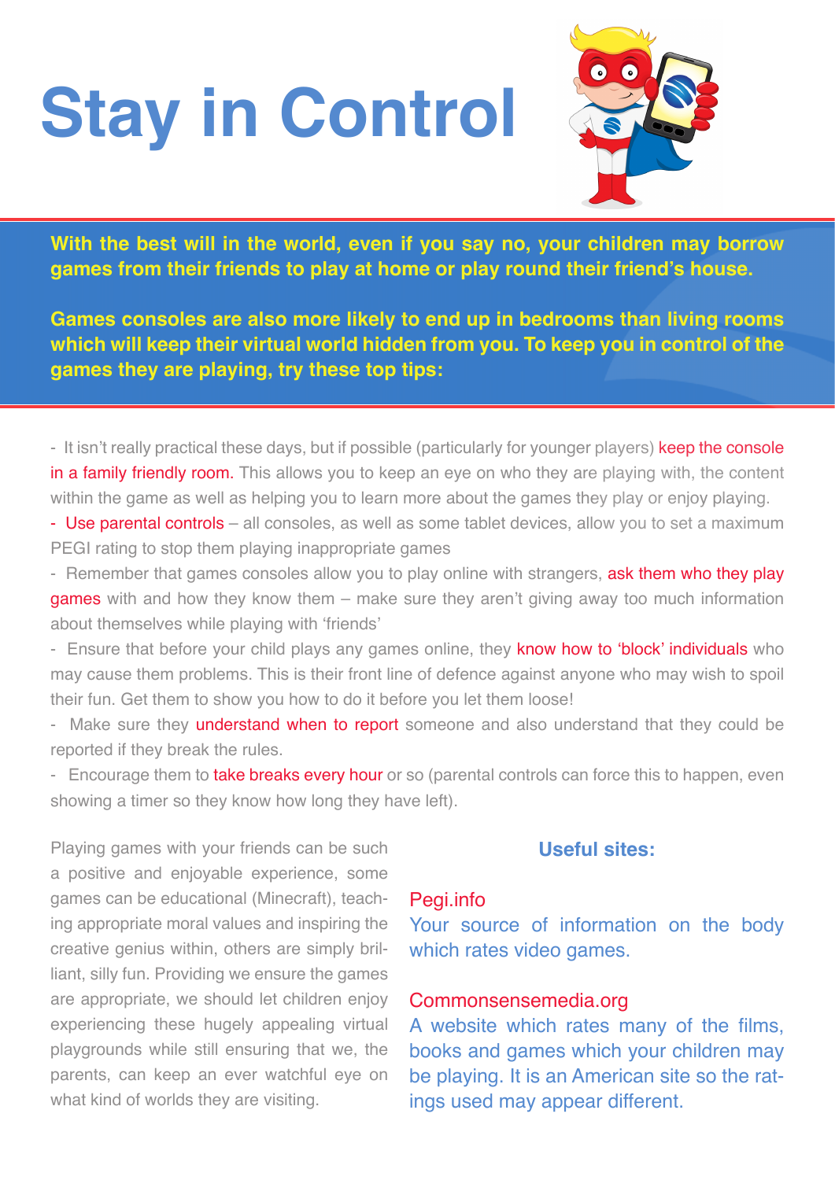# Stay in Control

**With the best will in the world, even if you say no, your children may borrow games from their friends to play at home or play round their friend's house.**

**Games consoles are also more likely to end up in bedrooms than living rooms which will keep their virtual world hidden from you. To keep you in control of the games they are playing, try these top tips:**

- It isn't really practical these days, but if possible (particularly for younger players) keep the console in a family friendly room. This allows you to keep an eye on who they are playing with, the content within the game as well as helping you to learn more about the games they play or enjoy playing.
- Use parental controls – all consoles, as well as some tablet devices, allow you to set a maximum PEGI rating to stop them playing inappropriate games
- Remember that games consoles allow you to play online with strangers, ask them who they play games with and how they know them – make sure they aren't giving away too much information about themselves while playing with 'friends'
- Ensure that before your child plays any games online, they know how to 'block' individuals who may cause them problems. This is their front line of defence against anyone who may wish to spoil their fun. Get them to show you how to do it before you let them loose!
- Make sure they understand when to report someone and also understand that they could be reported if they break the rules.
- Encourage them to take breaks every hour or so (parental controls can force this to happen, even showing a timer so they know how long they have left).

Playing games with your friends can be such a positive and enjoyable experience, some games can be educational (Minecraft), teaching appropriate moral values and inspiring the creative genius within, others are simply brilliant, silly fun. Providing we ensure the games are appropriate, we should let children enjoy experiencing these hugely appealing virtual playgrounds while still ensuring that we, the parents, can keep an ever watchful eye on what kind of worlds they are visiting.

### Useful sites:

Pegi.info
Your source of information on the body which rates video games.

Commonsensemedia.org
A website which rates many of the films, books and games which your children may be playing. It is an American site so the ratings used may appear different.